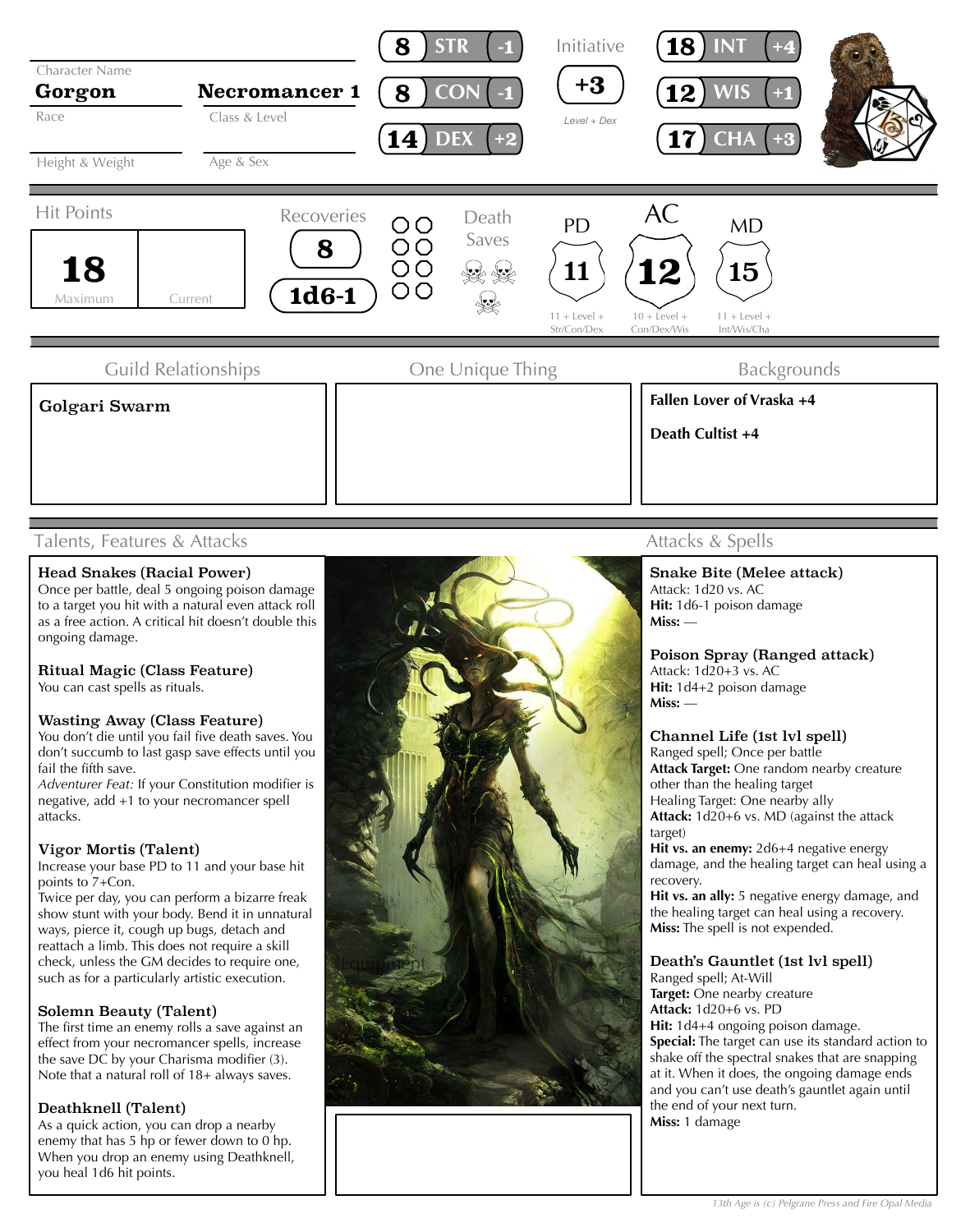| Character Name | Class & Level |
|---|---|
| Gorgon | Necromancer 1 |
| Race | |
| Height & Weight | Age & Sex |

| Ability | Score | Modifier |
|---|---|---|
| STR | 8 | -1 |
| CON | 8 | -1 |
| DEX | 14 | +2 |
| INT | 18 | +4 |
| WIS | 12 | +1 |
| CHA | 17 | +3 |

**Initiative:** +3 (Level + Dex)

**Hit Points:** 18 Maximum; Current: —

**Recoveries:** 8 — 1d6-1

**Death Saves**

| Defense | Value | Formula |
|---|---|---|
| PD | 11 | 11 + Level + Str/Con/Dex |
| AC | 12 | 10 + Level + Con/Dex/Wis |
| MD | 15 | 11 + Level + Int/Wis/Cha |

## Guild Relationships

Golgari Swarm

## One Unique Thing

## Backgrounds

**Fallen Lover of Vraska +4**

**Death Cultist +4**

## Talents, Features & Attacks

**Head Snakes (Racial Power)**
Once per battle, deal 5 ongoing poison damage to a target you hit with a natural even attack roll as a free action. A critical hit doesn't double this ongoing damage.

**Ritual Magic (Class Feature)**
You can cast spells as rituals.

**Wasting Away (Class Feature)**
You don't die until you fail five death saves. You don't succumb to last gasp save effects until you fail the fifth save.
*Adventurer Feat:* If your Constitution modifier is negative, add +1 to your necromancer spell attacks.

**Vigor Mortis (Talent)**
Increase your base PD to 11 and your base hit points to 7+Con.
Twice per day, you can perform a bizarre freak show stunt with your body. Bend it in unnatural ways, pierce it, cough up bugs, detach and reattach a limb. This does not require a skill check, unless the GM decides to require one, such as for a particularly artistic execution.

**Solemn Beauty (Talent)**
The first time an enemy rolls a save against an effect from your necromancer spells, increase the save DC by your Charisma modifier (3). Note that a natural roll of 18+ always saves.

**Deathknell (Talent)**
As a quick action, you can drop a nearby enemy that has 5 hp or fewer down to 0 hp. When you drop an enemy using Deathknell, you heal 1d6 hit points.

Equipment

## Attacks & Spells

**Snake Bite (Melee attack)**
Attack: 1d20 vs. AC
**Hit:** 1d6-1 poison damage
**Miss:** —

**Poison Spray (Ranged attack)**
Attack: 1d20+3 vs. AC
**Hit:** 1d4+2 poison damage
**Miss:** —

**Channel Life (1st lvl spell)**
Ranged spell; Once per battle
**Attack Target:** One random nearby creature other than the healing target
Healing Target: One nearby ally
**Attack:** 1d20+6 vs. MD (against the attack target)
**Hit vs. an enemy:** 2d6+4 negative energy damage, and the healing target can heal using a recovery.
**Hit vs. an ally:** 5 negative energy damage, and the healing target can heal using a recovery.
**Miss:** The spell is not expended.

**Death's Gauntlet (1st lvl spell)**
Ranged spell; At-Will
**Target:** One nearby creature
**Attack:** 1d20+6 vs. PD
**Hit:** 1d4+4 ongoing poison damage.
**Special:** The target can use its standard action to shake off the spectral snakes that are snapping at it. When it does, the ongoing damage ends and you can't use death's gauntlet again until the end of your next turn.
**Miss:** 1 damage

*13th Age is (c) Pelgrane Press and Fire Opal Media*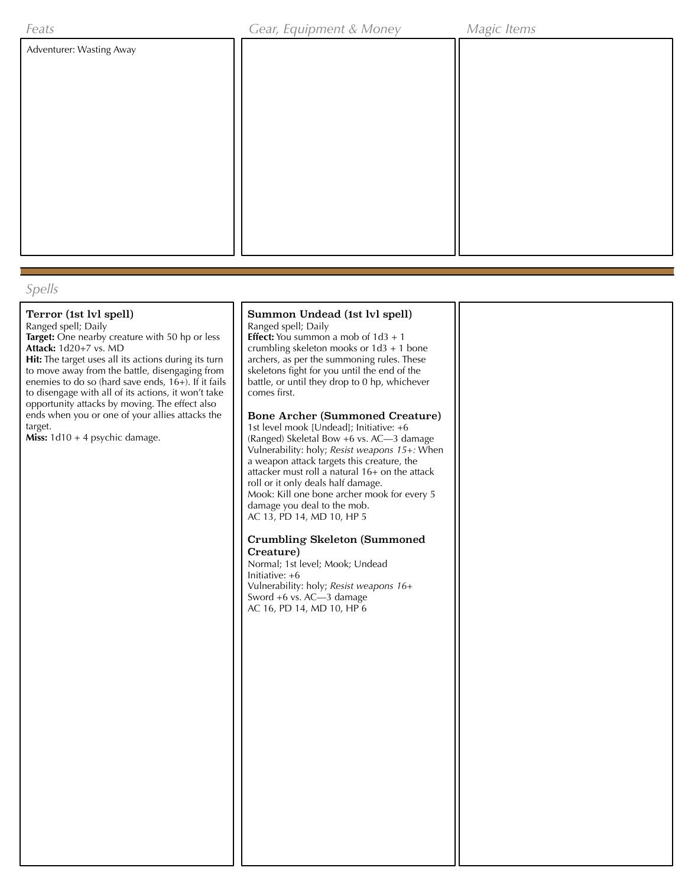## Feats

Adventurer: Wasting Away

## Gear, Equipment & Money

## Magic Items

## Spells

**Terror (1st lvl spell)**
Ranged spell; Daily
**Target:** One nearby creature with 50 hp or less
**Attack:** 1d20+7 vs. MD
**Hit:** The target uses all its actions during its turn to move away from the battle, disengaging from enemies to do so (hard save ends, 16+). If it fails to disengage with all of its actions, it won't take opportunity attacks by moving. The effect also ends when you or one of your allies attacks the target.
**Miss:** 1d10 + 4 psychic damage.

**Summon Undead (1st lvl spell)**
Ranged spell; Daily
**Effect:** You summon a mob of 1d3 + 1 crumbling skeleton mooks or 1d3 + 1 bone archers, as per the summoning rules. These skeletons fight for you until the end of the battle, or until they drop to 0 hp, whichever comes first.

**Bone Archer (Summoned Creature)**
1st level mook [Undead]; Initiative: +6
(Ranged) Skeletal Bow +6 vs. AC—3 damage
Vulnerability: holy; *Resist weapons 15+:* When a weapon attack targets this creature, the attacker must roll a natural 16+ on the attack roll or it only deals half damage.
Mook: Kill one bone archer mook for every 5 damage you deal to the mob.
AC 13, PD 14, MD 10, HP 5

**Crumbling Skeleton (Summoned Creature)**
Normal; 1st level; Mook; Undead
Initiative: +6
Vulnerability: holy; *Resist weapons 16+*
Sword +6 vs. AC—3 damage
AC 16, PD 14, MD 10, HP 6